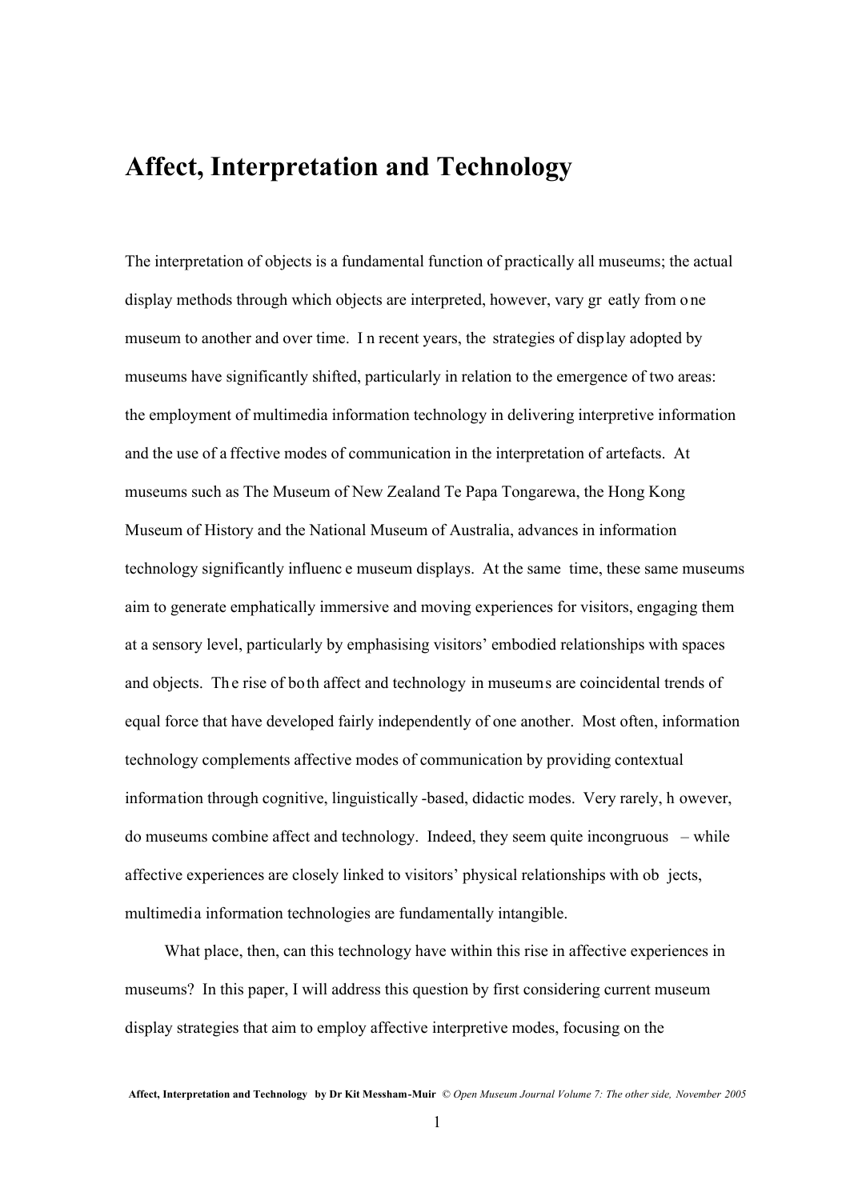# Affect, Interpretation and Technology

The interpretation of objects is a fundamental function of practically all museums; the actual display methods through which objects are interpreted, however, vary greatly from one museum to another and over time. In recent years, the strategies of display adopted by museums have significantly shifted, particularly in relation to the emergence of two areas: the employment of multimedia information technology in delivering interpretive information and the use of affective modes of communication in the interpretation of artefacts. At museums such as The Museum of New Zealand Te Papa Tongarewa, the Hong Kong Museum of History and the National Museum of Australia, advances in information technology significantly influence museum displays. At the same time, these same museums aim to generate emphatically immersive and moving experiences for visitors, engaging them at a sensory level, particularly by emphasising visitors' embodied relationships with spaces and objects. The rise of both affect and technology in museums are coincidental trends of equal force that have developed fairly independently of one another. Most often, information technology complements affective modes of communication by providing contextual information through cognitive, linguistically-based, didactic modes. Very rarely, however, do museums combine affect and technology. Indeed, they seem quite incongruous – while affective experiences are closely linked to visitors' physical relationships with objects, multimedia information technologies are fundamentally intangible.

What place, then, can this technology have within this rise in affective experiences in museums? In this paper, I will address this question by first considering current museum display strategies that aim to employ affective interpretive modes, focusing on the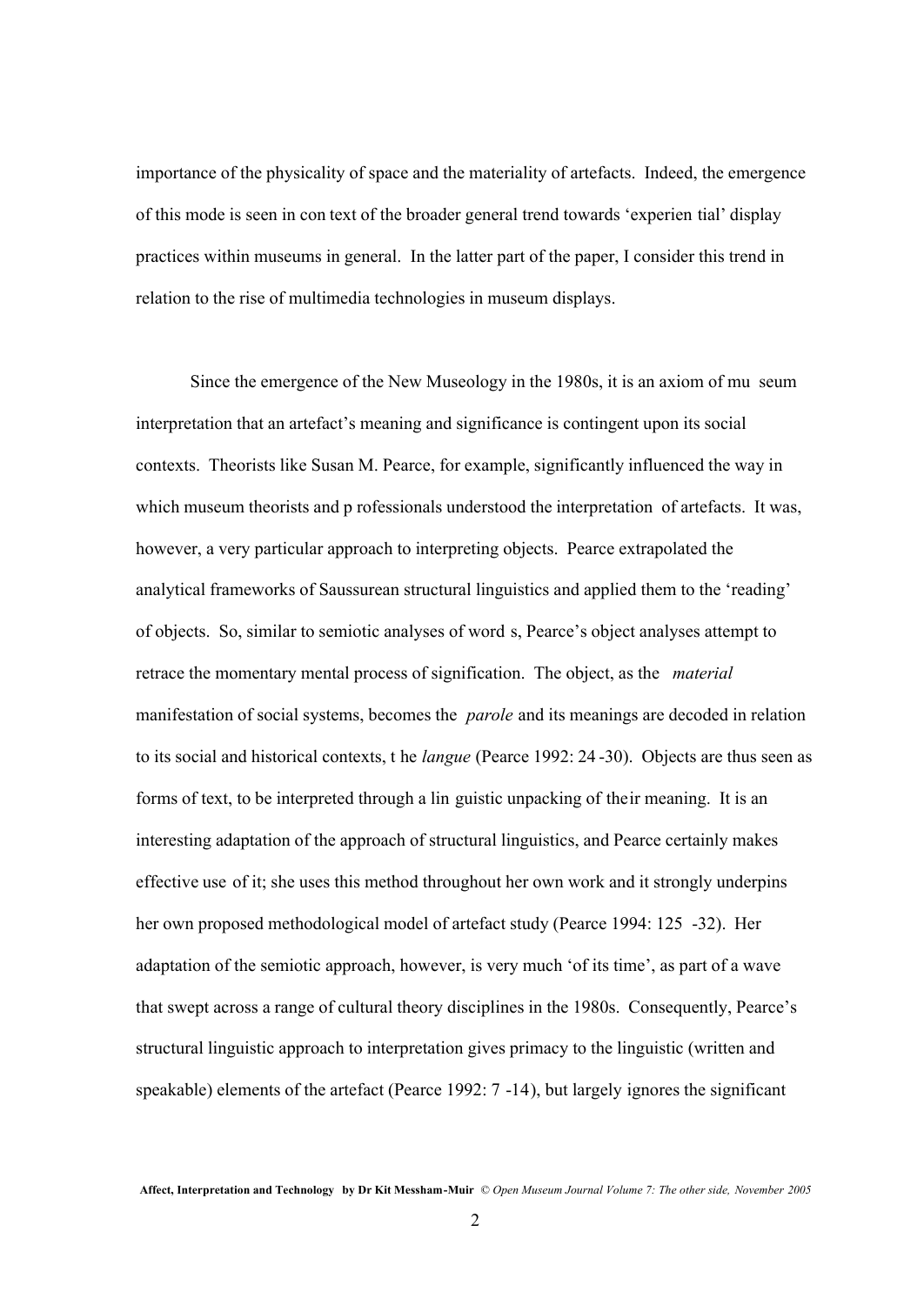importance of the physicality of space and the materiality of artefacts. Indeed, the emergence of this mode is seen in context of the broader general trend towards 'experiential' display practices within museums in general. In the latter part of the paper, I consider this trend in relation to the rise of multimedia technologies in museum displays.

Since the emergence of the New Museology in the 1980s, it is an axiom of museum interpretation that an artefact's meaning and significance is contingent upon its social contexts. Theorists like Susan M. Pearce, for example, significantly influenced the way in which museum theorists and professionals understood the interpretation of artefacts. It was, however, a very particular approach to interpreting objects. Pearce extrapolated the analytical frameworks of Saussurean structural linguistics and applied them to the 'reading' of objects. So, similar to semiotic analyses of words, Pearce's object analyses attempt to retrace the momentary mental process of signification. The object, as the *material* manifestation of social systems, becomes the *parole* and its meanings are decoded in relation to its social and historical contexts, the *langue* (Pearce 1992: 24-30). Objects are thus seen as forms of text, to be interpreted through a linguistic unpacking of their meaning. It is an interesting adaptation of the approach of structural linguistics, and Pearce certainly makes effective use of it; she uses this method throughout her own work and it strongly underpins her own proposed methodological model of artefact study (Pearce 1994: 125-32). Her adaptation of the semiotic approach, however, is very much 'of its time', as part of a wave that swept across a range of cultural theory disciplines in the 1980s. Consequently, Pearce's structural linguistic approach to interpretation gives primacy to the linguistic (written and speakable) elements of the artefact (Pearce 1992: 7-14), but largely ignores the significant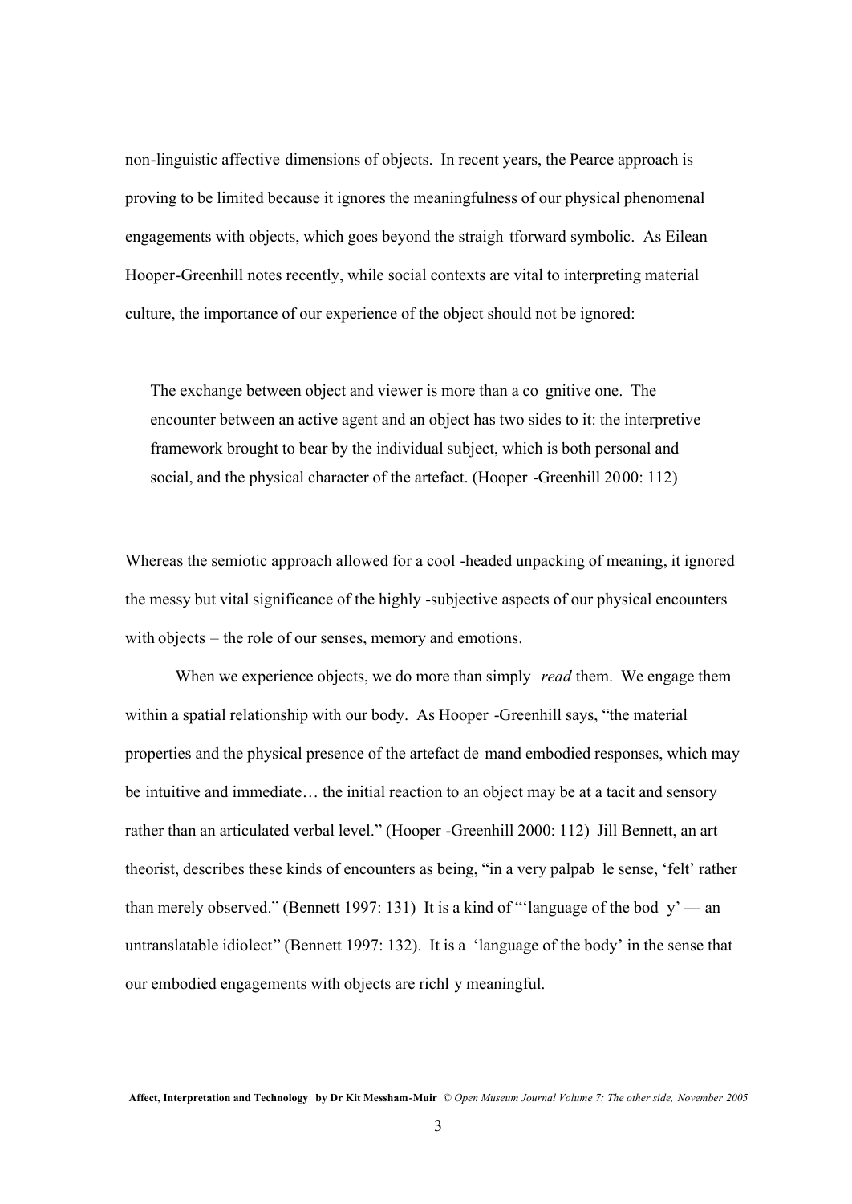non-linguistic affective dimensions of objects. In recent years, the Pearce approach is proving to be limited because it ignores the meaningfulness of our physical phenomenal engagements with objects, which goes beyond the straightforward symbolic. As Eilean Hooper-Greenhill notes recently, while social contexts are vital to interpreting material culture, the importance of our experience of the object should not be ignored:

> The exchange between object and viewer is more than a cognitive one. The encounter between an active agent and an object has two sides to it: the interpretive framework brought to bear by the individual subject, which is both personal and social, and the physical character of the artefact. (Hooper-Greenhill 2000: 112)

Whereas the semiotic approach allowed for a cool-headed unpacking of meaning, it ignored the messy but vital significance of the highly-subjective aspects of our physical encounters with objects – the role of our senses, memory and emotions.

When we experience objects, we do more than simply *read* them. We engage them within a spatial relationship with our body. As Hooper-Greenhill says, "the material properties and the physical presence of the artefact demand embodied responses, which may be intuitive and immediate… the initial reaction to an object may be at a tacit and sensory rather than an articulated verbal level." (Hooper-Greenhill 2000: 112) Jill Bennett, an art theorist, describes these kinds of encounters as being, "in a very palpable sense, 'felt' rather than merely observed." (Bennett 1997: 131) It is a kind of "'language of the body' — an untranslatable idiolect" (Bennett 1997: 132). It is a 'language of the body' in the sense that our embodied engagements with objects are richly meaningful.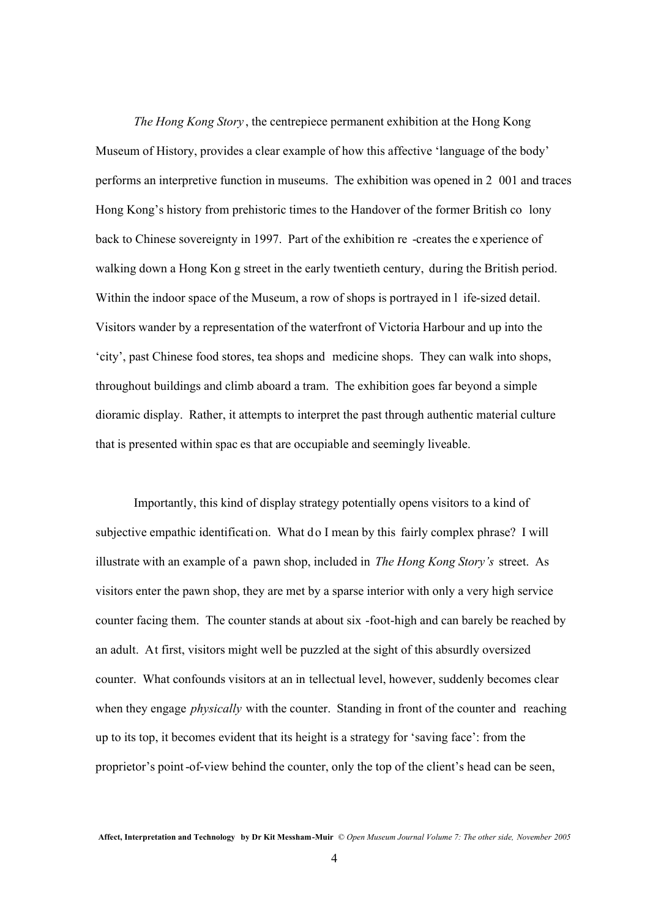*The Hong Kong Story*, the centrepiece permanent exhibition at the Hong Kong Museum of History, provides a clear example of how this affective 'language of the body' performs an interpretive function in museums. The exhibition was opened in 2001 and traces Hong Kong's history from prehistoric times to the Handover of the former British colony back to Chinese sovereignty in 1997. Part of the exhibition re-creates the experience of walking down a Hong Kong street in the early twentieth century, during the British period. Within the indoor space of the Museum, a row of shops is portrayed in life-sized detail. Visitors wander by a representation of the waterfront of Victoria Harbour and up into the 'city', past Chinese food stores, tea shops and medicine shops. They can walk into shops, throughout buildings and climb aboard a tram. The exhibition goes far beyond a simple dioramic display. Rather, it attempts to interpret the past through authentic material culture that is presented within spaces that are occupiable and seemingly liveable.

Importantly, this kind of display strategy potentially opens visitors to a kind of subjective empathic identification. What do I mean by this fairly complex phrase? I will illustrate with an example of a pawn shop, included in *The Hong Kong Story's* street. As visitors enter the pawn shop, they are met by a sparse interior with only a very high service counter facing them. The counter stands at about six-foot-high and can barely be reached by an adult. At first, visitors might well be puzzled at the sight of this absurdly oversized counter. What confounds visitors at an intellectual level, however, suddenly becomes clear when they engage *physically* with the counter. Standing in front of the counter and reaching up to its top, it becomes evident that its height is a strategy for 'saving face': from the proprietor's point-of-view behind the counter, only the top of the client's head can be seen,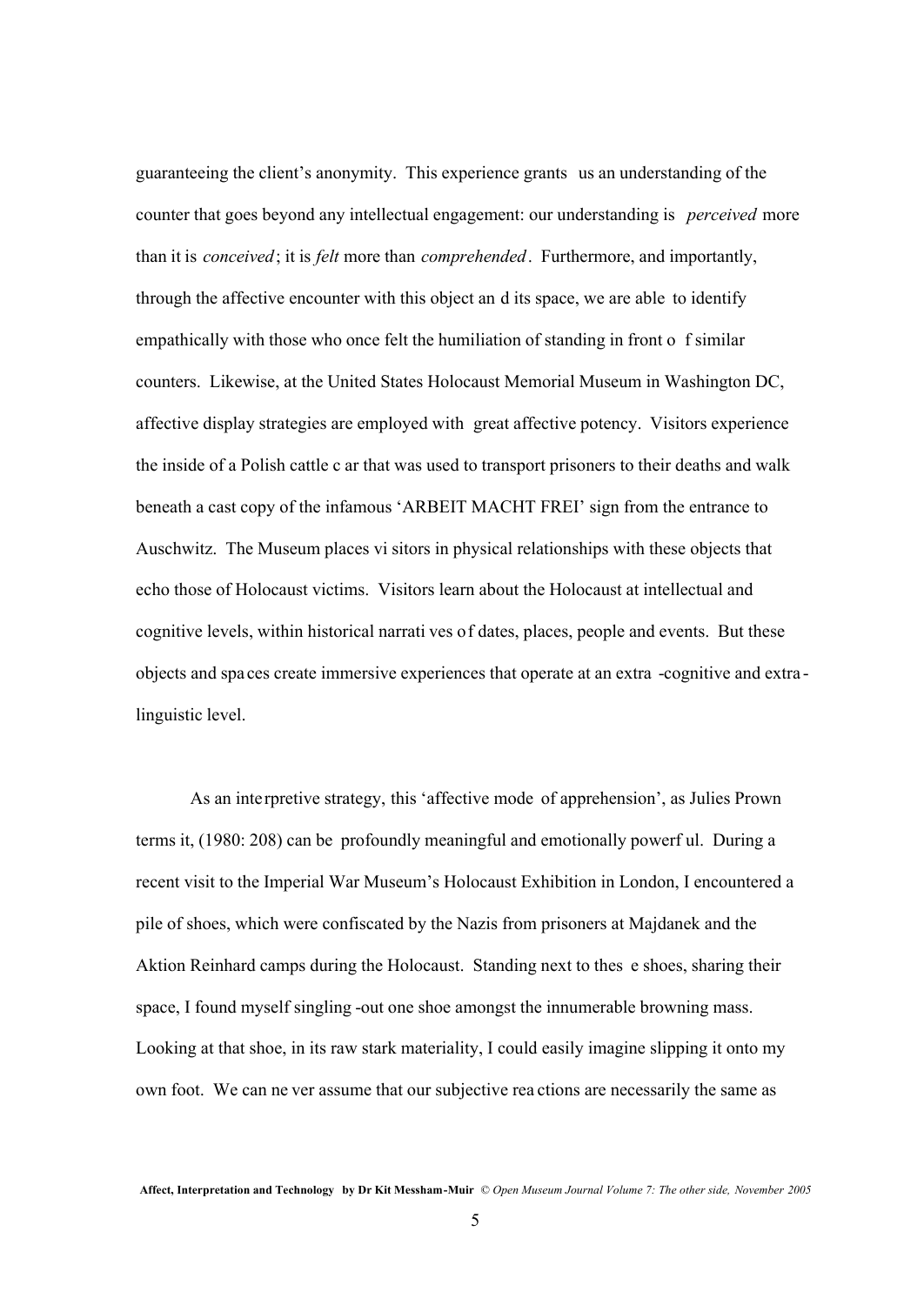guaranteeing the client's anonymity. This experience grants us an understanding of the counter that goes beyond any intellectual engagement: our understanding is *perceived* more than it is *conceived*; it is *felt* more than *comprehended*. Furthermore, and importantly, through the affective encounter with this object and its space, we are able to identify empathically with those who once felt the humiliation of standing in front of similar counters. Likewise, at the United States Holocaust Memorial Museum in Washington DC, affective display strategies are employed with great affective potency. Visitors experience the inside of a Polish cattle car that was used to transport prisoners to their deaths and walk beneath a cast copy of the infamous 'ARBEIT MACHT FREI' sign from the entrance to Auschwitz. The Museum places visitors in physical relationships with these objects that echo those of Holocaust victims. Visitors learn about the Holocaust at intellectual and cognitive levels, within historical narratives of dates, places, people and events. But these objects and spaces create immersive experiences that operate at an extra-cognitive and extra-linguistic level.

As an interpretive strategy, this 'affective mode of apprehension', as Julies Prown terms it, (1980: 208) can be profoundly meaningful and emotionally powerful. During a recent visit to the Imperial War Museum's Holocaust Exhibition in London, I encountered a pile of shoes, which were confiscated by the Nazis from prisoners at Majdanek and the Aktion Reinhard camps during the Holocaust. Standing next to these shoes, sharing their space, I found myself singling-out one shoe amongst the innumerable browning mass. Looking at that shoe, in its raw stark materiality, I could easily imagine slipping it onto my own foot. We can never assume that our subjective reactions are necessarily the same as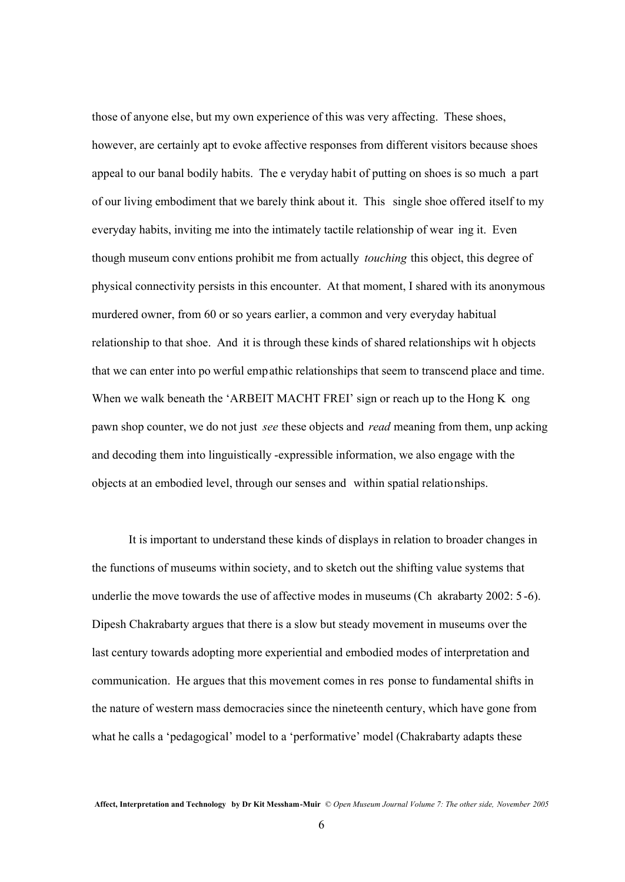those of anyone else, but my own experience of this was very affecting. These shoes, however, are certainly apt to evoke affective responses from different visitors because shoes appeal to our banal bodily habits. The everyday habit of putting on shoes is so much a part of our living embodiment that we barely think about it. This single shoe offered itself to my everyday habits, inviting me into the intimately tactile relationship of wearing it. Even though museum conventions prohibit me from actually *touching* this object, this degree of physical connectivity persists in this encounter. At that moment, I shared with its anonymous murdered owner, from 60 or so years earlier, a common and very everyday habitual relationship to that shoe. And it is through these kinds of shared relationships with objects that we can enter into powerful empathic relationships that seem to transcend place and time. When we walk beneath the 'ARBEIT MACHT FREI' sign or reach up to the Hong Kong pawn shop counter, we do not just *see* these objects and *read* meaning from them, unpacking and decoding them into linguistically-expressible information, we also engage with the objects at an embodied level, through our senses and within spatial relationships.

It is important to understand these kinds of displays in relation to broader changes in the functions of museums within society, and to sketch out the shifting value systems that underlie the move towards the use of affective modes in museums (Chakrabarty 2002: 5-6). Dipesh Chakrabarty argues that there is a slow but steady movement in museums over the last century towards adopting more experiential and embodied modes of interpretation and communication. He argues that this movement comes in response to fundamental shifts in the nature of western mass democracies since the nineteenth century, which have gone from what he calls a 'pedagogical' model to a 'performative' model (Chakrabarty adapts these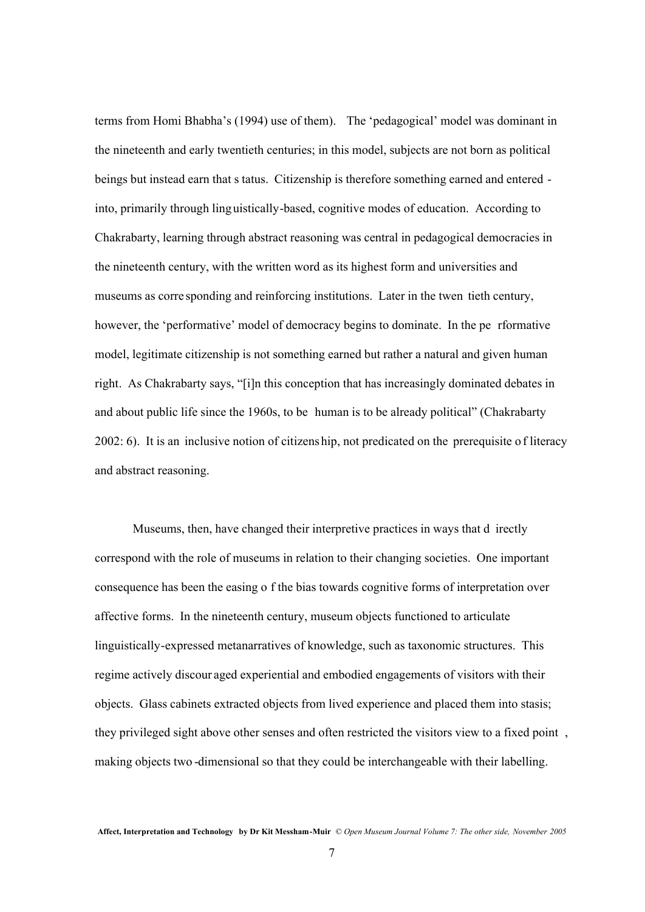terms from Homi Bhabha's (1994) use of them). The 'pedagogical' model was dominant in the nineteenth and early twentieth centuries; in this model, subjects are not born as political beings but instead earn that status. Citizenship is therefore something earned and entered into, primarily through linguistically-based, cognitive modes of education. According to Chakrabarty, learning through abstract reasoning was central in pedagogical democracies in the nineteenth century, with the written word as its highest form and universities and museums as corresponding and reinforcing institutions. Later in the twentieth century, however, the 'performative' model of democracy begins to dominate. In the performative model, legitimate citizenship is not something earned but rather a natural and given human right. As Chakrabarty says, "[i]n this conception that has increasingly dominated debates in and about public life since the 1960s, to be human is to be already political" (Chakrabarty 2002: 6). It is an inclusive notion of citizenship, not predicated on the prerequisite of literacy and abstract reasoning.

Museums, then, have changed their interpretive practices in ways that directly correspond with the role of museums in relation to their changing societies. One important consequence has been the easing of the bias towards cognitive forms of interpretation over affective forms. In the nineteenth century, museum objects functioned to articulate linguistically-expressed metanarratives of knowledge, such as taxonomic structures. This regime actively discouraged experiential and embodied engagements of visitors with their objects. Glass cabinets extracted objects from lived experience and placed them into stasis; they privileged sight above other senses and often restricted the visitors view to a fixed point, making objects two-dimensional so that they could be interchangeable with their labelling.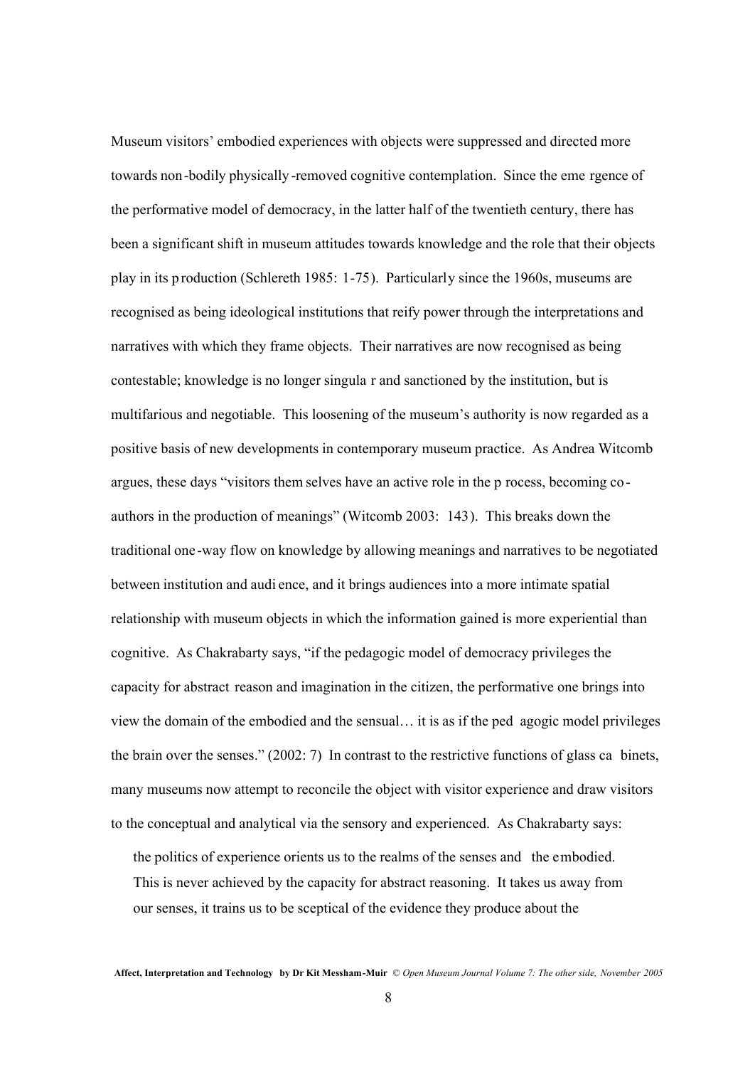Museum visitors' embodied experiences with objects were suppressed and directed more towards non-bodily physically-removed cognitive contemplation. Since the emergence of the performative model of democracy, in the latter half of the twentieth century, there has been a significant shift in museum attitudes towards knowledge and the role that their objects play in its production (Schlereth 1985: 1-75). Particularly since the 1960s, museums are recognised as being ideological institutions that reify power through the interpretations and narratives with which they frame objects. Their narratives are now recognised as being contestable; knowledge is no longer singular and sanctioned by the institution, but is multifarious and negotiable. This loosening of the museum's authority is now regarded as a positive basis of new developments in contemporary museum practice. As Andrea Witcomb argues, these days "visitors themselves have an active role in the process, becoming co-authors in the production of meanings" (Witcomb 2003: 143). This breaks down the traditional one-way flow on knowledge by allowing meanings and narratives to be negotiated between institution and audience, and it brings audiences into a more intimate spatial relationship with museum objects in which the information gained is more experiential than cognitive. As Chakrabarty says, "if the pedagogic model of democracy privileges the capacity for abstract reason and imagination in the citizen, the performative one brings into view the domain of the embodied and the sensual… it is as if the pedagogic model privileges the brain over the senses." (2002: 7) In contrast to the restrictive functions of glass cabinets, many museums now attempt to reconcile the object with visitor experience and draw visitors to the conceptual and analytical via the sensory and experienced. As Chakrabarty says:

> the politics of experience orients us to the realms of the senses and the embodied. This is never achieved by the capacity for abstract reasoning. It takes us away from our senses, it trains us to be sceptical of the evidence they produce about the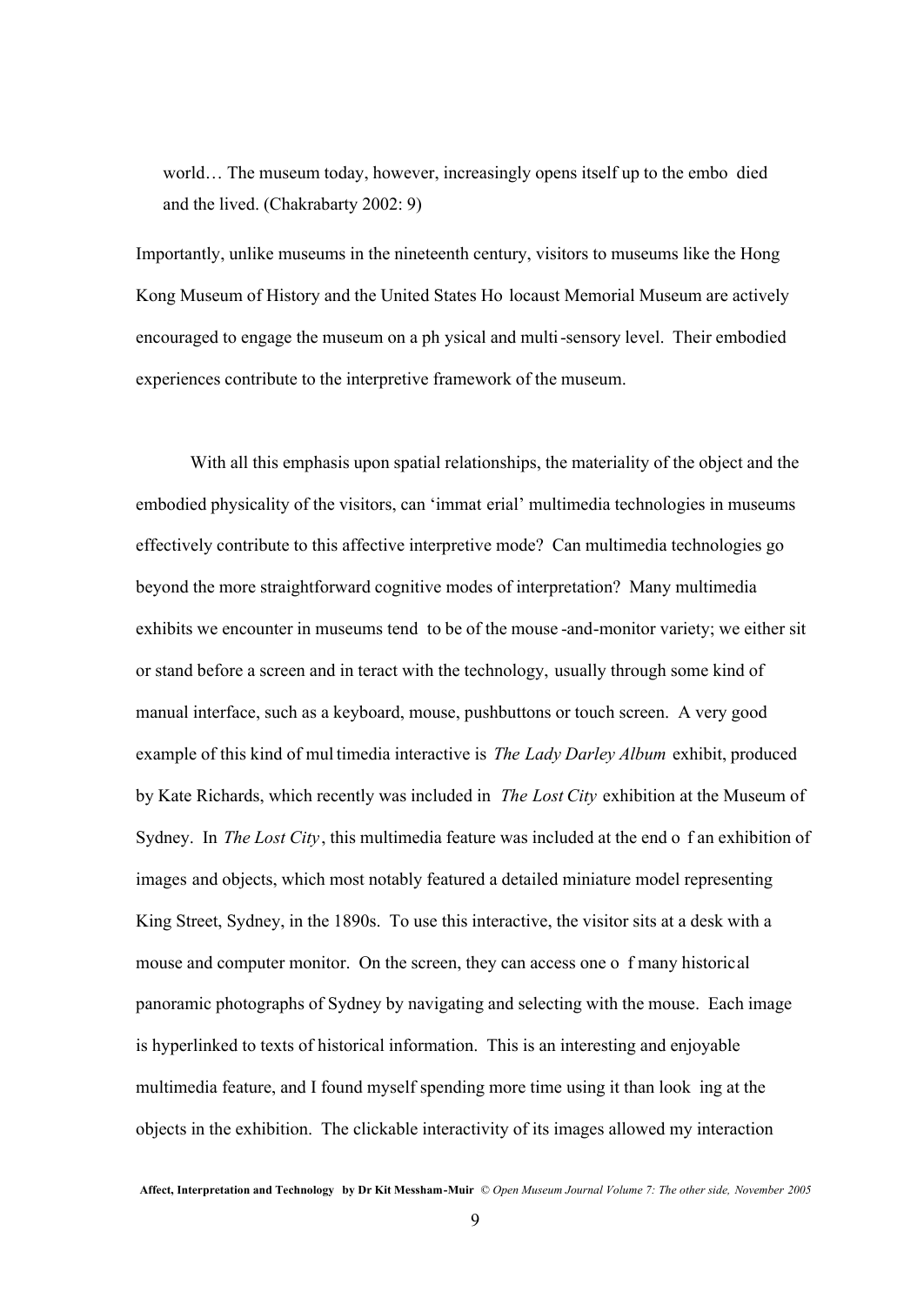> world… The museum today, however, increasingly opens itself up to the embodied and the lived. (Chakrabarty 2002: 9)

Importantly, unlike museums in the nineteenth century, visitors to museums like the Hong Kong Museum of History and the United States Holocaust Memorial Museum are actively encouraged to engage the museum on a physical and multi-sensory level. Their embodied experiences contribute to the interpretive framework of the museum.

With all this emphasis upon spatial relationships, the materiality of the object and the embodied physicality of the visitors, can 'immaterial' multimedia technologies in museums effectively contribute to this affective interpretive mode? Can multimedia technologies go beyond the more straightforward cognitive modes of interpretation? Many multimedia exhibits we encounter in museums tend to be of the mouse-and-monitor variety; we either sit or stand before a screen and interact with the technology, usually through some kind of manual interface, such as a keyboard, mouse, pushbuttons or touch screen. A very good example of this kind of multimedia interactive is *The Lady Darley Album* exhibit, produced by Kate Richards, which recently was included in *The Lost City* exhibition at the Museum of Sydney. In *The Lost City*, this multimedia feature was included at the end of an exhibition of images and objects, which most notably featured a detailed miniature model representing King Street, Sydney, in the 1890s. To use this interactive, the visitor sits at a desk with a mouse and computer monitor. On the screen, they can access one of many historical panoramic photographs of Sydney by navigating and selecting with the mouse. Each image is hyperlinked to texts of historical information. This is an interesting and enjoyable multimedia feature, and I found myself spending more time using it than looking at the objects in the exhibition. The clickable interactivity of its images allowed my interaction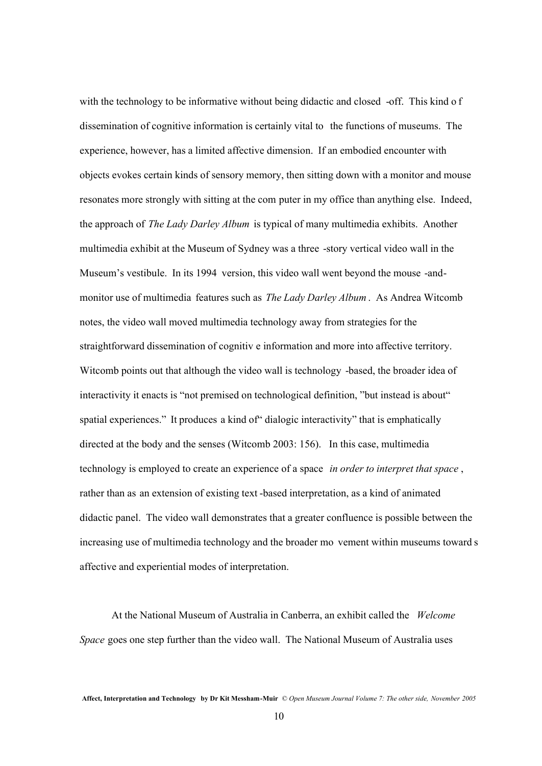with the technology to be informative without being didactic and closed-off. This kind of dissemination of cognitive information is certainly vital to the functions of museums. The experience, however, has a limited affective dimension. If an embodied encounter with objects evokes certain kinds of sensory memory, then sitting down with a monitor and mouse resonates more strongly with sitting at the computer in my office than anything else. Indeed, the approach of *The Lady Darley Album* is typical of many multimedia exhibits. Another multimedia exhibit at the Museum of Sydney was a three-story vertical video wall in the Museum's vestibule. In its 1994 version, this video wall went beyond the mouse-and-monitor use of multimedia features such as *The Lady Darley Album*. As Andrea Witcomb notes, the video wall moved multimedia technology away from strategies for the straightforward dissemination of cognitive information and more into affective territory. Witcomb points out that although the video wall is technology-based, the broader idea of interactivity it enacts is "not premised on technological definition," but instead is about "spatial experiences." It produces a kind of "dialogic interactivity" that is emphatically directed at the body and the senses (Witcomb 2003: 156). In this case, multimedia technology is employed to create an experience of a space *in order to interpret that space*, rather than as an extension of existing text-based interpretation, as a kind of animated didactic panel. The video wall demonstrates that a greater confluence is possible between the increasing use of multimedia technology and the broader movement within museums towards affective and experiential modes of interpretation.

At the National Museum of Australia in Canberra, an exhibit called the *Welcome Space* goes one step further than the video wall. The National Museum of Australia uses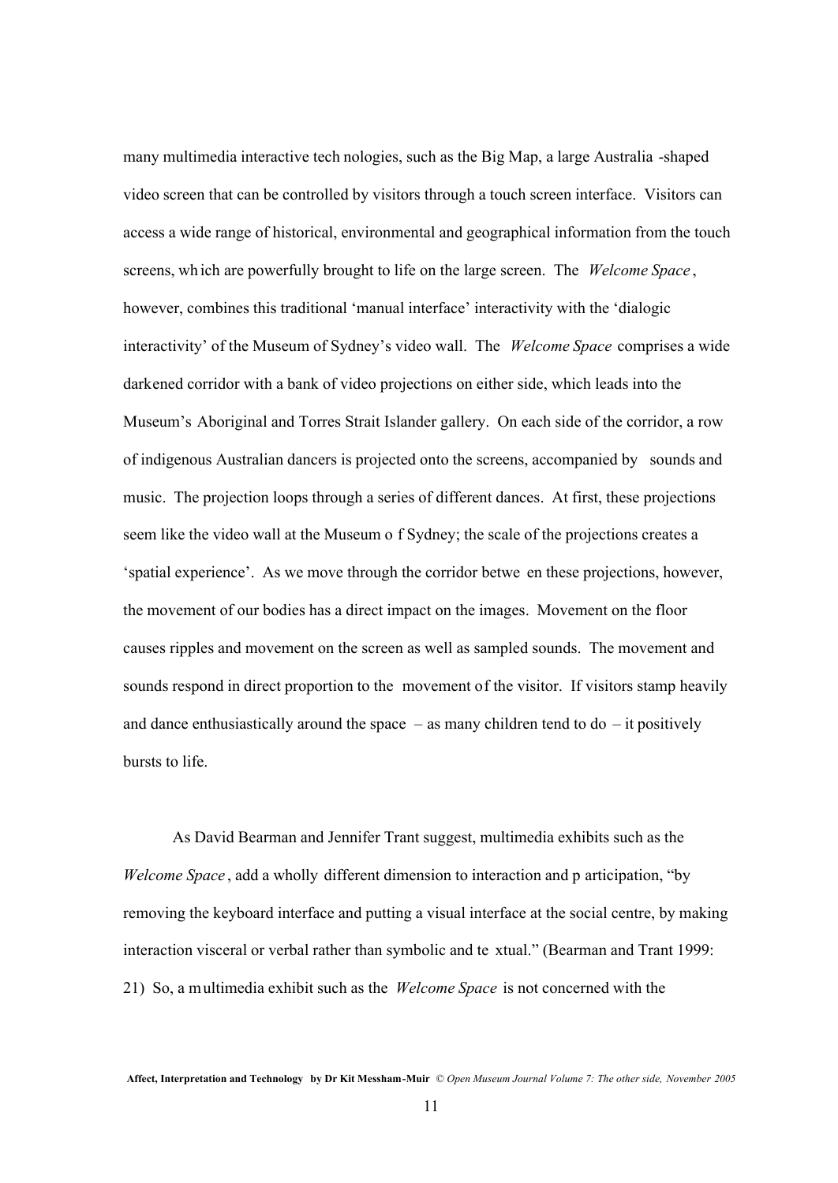many multimedia interactive technologies, such as the Big Map, a large Australia-shaped video screen that can be controlled by visitors through a touch screen interface. Visitors can access a wide range of historical, environmental and geographical information from the touch screens, which are powerfully brought to life on the large screen. The *Welcome Space*, however, combines this traditional 'manual interface' interactivity with the 'dialogic interactivity' of the Museum of Sydney's video wall. The *Welcome Space* comprises a wide darkened corridor with a bank of video projections on either side, which leads into the Museum's Aboriginal and Torres Strait Islander gallery. On each side of the corridor, a row of indigenous Australian dancers is projected onto the screens, accompanied by sounds and music. The projection loops through a series of different dances. At first, these projections seem like the video wall at the Museum of Sydney; the scale of the projections creates a 'spatial experience'. As we move through the corridor between these projections, however, the movement of our bodies has a direct impact on the images. Movement on the floor causes ripples and movement on the screen as well as sampled sounds. The movement and sounds respond in direct proportion to the movement of the visitor. If visitors stamp heavily and dance enthusiastically around the space – as many children tend to do – it positively bursts to life.

As David Bearman and Jennifer Trant suggest, multimedia exhibits such as the *Welcome Space*, add a wholly different dimension to interaction and participation, "by removing the keyboard interface and putting a visual interface at the social centre, by making interaction visceral or verbal rather than symbolic and textual." (Bearman and Trant 1999: 21) So, a multimedia exhibit such as the *Welcome Space* is not concerned with the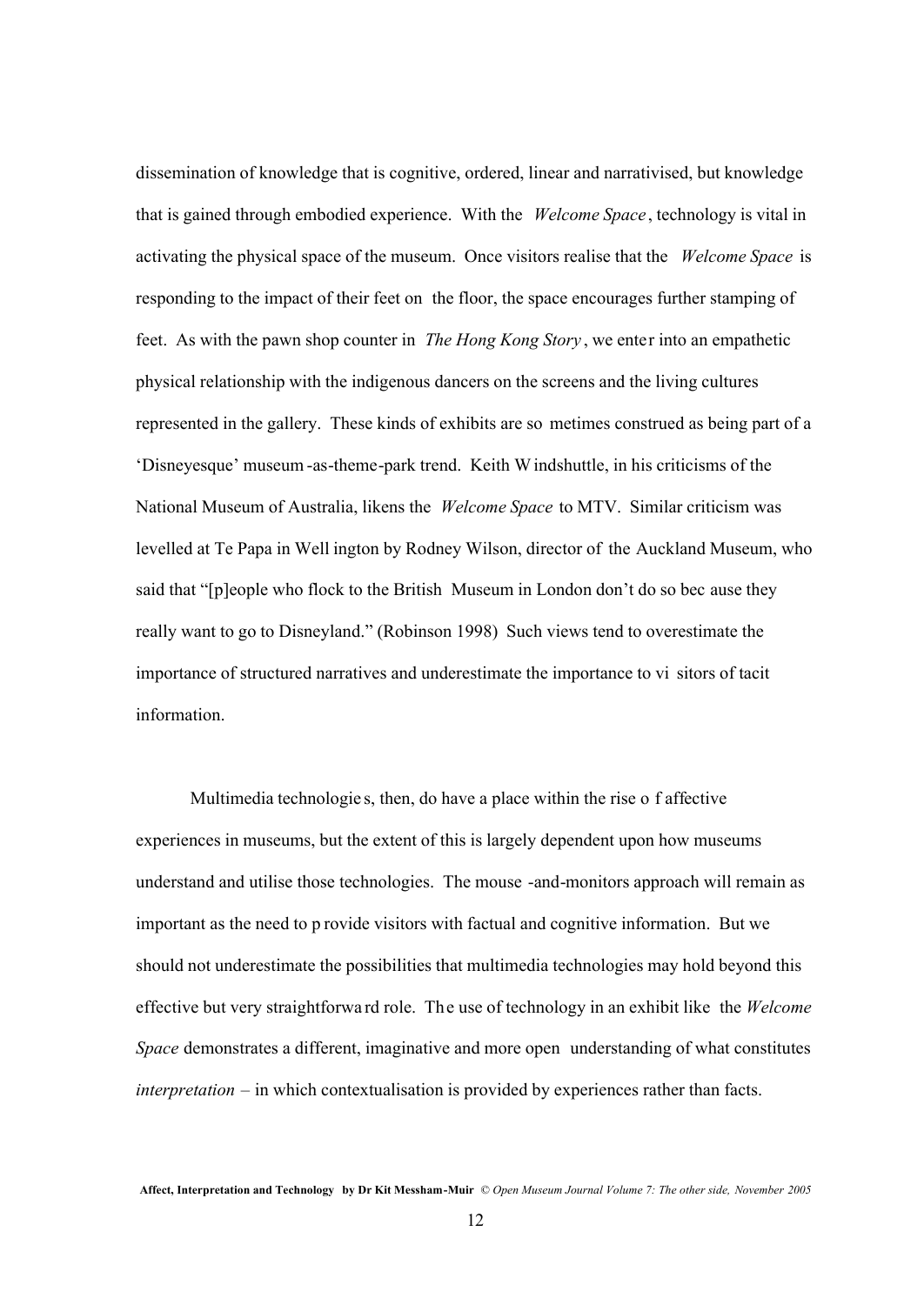dissemination of knowledge that is cognitive, ordered, linear and narrativised, but knowledge that is gained through embodied experience. With the *Welcome Space*, technology is vital in activating the physical space of the museum. Once visitors realise that the *Welcome Space* is responding to the impact of their feet on the floor, the space encourages further stamping of feet. As with the pawn shop counter in *The Hong Kong Story*, we enter into an empathetic physical relationship with the indigenous dancers on the screens and the living cultures represented in the gallery. These kinds of exhibits are sometimes construed as being part of a 'Disneyesque' museum-as-theme-park trend. Keith Windshuttle, in his criticisms of the National Museum of Australia, likens the *Welcome Space* to MTV. Similar criticism was levelled at Te Papa in Wellington by Rodney Wilson, director of the Auckland Museum, who said that "[p]eople who flock to the British Museum in London don't do so because they really want to go to Disneyland." (Robinson 1998) Such views tend to overestimate the importance of structured narratives and underestimate the importance to visitors of tacit information.

Multimedia technologies, then, do have a place within the rise of affective experiences in museums, but the extent of this is largely dependent upon how museums understand and utilise those technologies. The mouse-and-monitors approach will remain as important as the need to provide visitors with factual and cognitive information. But we should not underestimate the possibilities that multimedia technologies may hold beyond this effective but very straightforward role. The use of technology in an exhibit like the *Welcome Space* demonstrates a different, imaginative and more open understanding of what constitutes *interpretation* – in which contextualisation is provided by experiences rather than facts.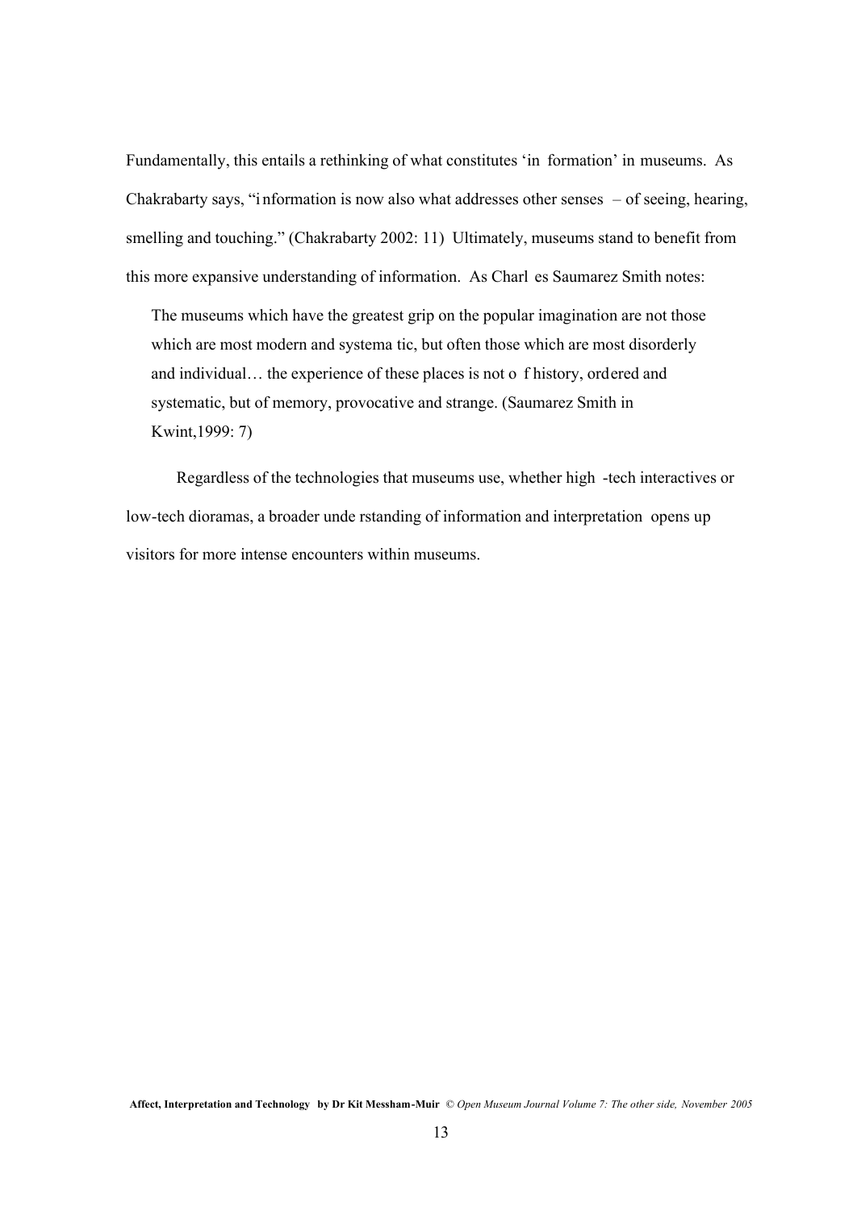Fundamentally, this entails a rethinking of what constitutes 'information' in museums. As Chakrabarty says, "information is now also what addresses other senses – of seeing, hearing, smelling and touching." (Chakrabarty 2002: 11) Ultimately, museums stand to benefit from this more expansive understanding of information. As Charles Saumarez Smith notes:

> The museums which have the greatest grip on the popular imagination are not those which are most modern and systematic, but often those which are most disorderly and individual… the experience of these places is not of history, ordered and systematic, but of memory, provocative and strange. (Saumarez Smith in Kwint,1999: 7)

Regardless of the technologies that museums use, whether high-tech interactives or low-tech dioramas, a broader understanding of information and interpretation opens up visitors for more intense encounters within museums.